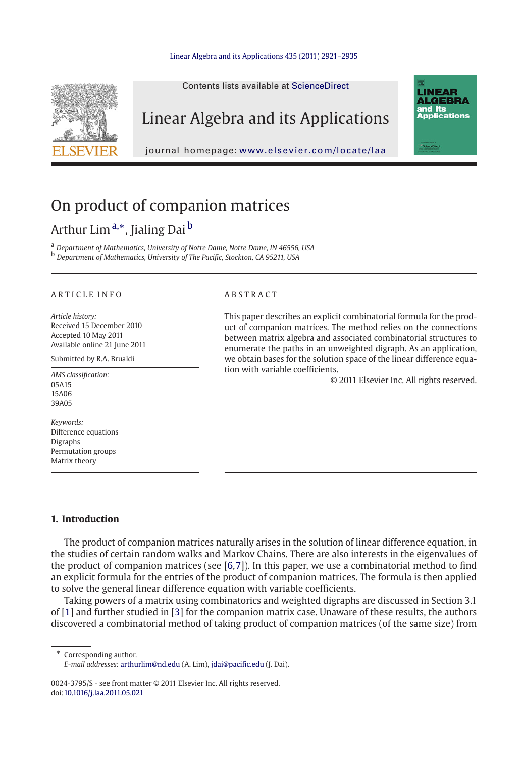# On product of companion matrices

Arthur Lim [a,*], Jialing Dai [b]

[a] *Department of Mathematics, University of Notre Dame, Notre Dame, IN 46556, USA*
[b] *Department of Mathematics, University of The Pacific, Stockton, CA 95211, USA*

---

**ARTICLE INFO**

*Article history:*
Received 15 December 2010
Accepted 10 May 2011
Available online 21 June 2011

Submitted by R.A. Brualdi

*AMS classification:*
05A15
15A06
39A05

*Keywords:*
Difference equations
Digraphs
Permutation groups
Matrix theory

**ABSTRACT**

This paper describes an explicit combinatorial formula for the product of companion matrices. The method relies on the connections between matrix algebra and associated combinatorial structures to enumerate the paths in an unweighted digraph. As an application, we obtain bases for the solution space of the linear difference equation with variable coefficients.

© 2011 Elsevier Inc. All rights reserved.

---

## 1. Introduction

The product of companion matrices naturally arises in the solution of linear difference equation, in the studies of certain random walks and Markov Chains. There are also interests in the eigenvalues of the product of companion matrices (see [6,7]). In this paper, we use a combinatorial method to find an explicit formula for the entries of the product of companion matrices. The formula is then applied to solve the general linear difference equation with variable coefficients.

Taking powers of a matrix using combinatorics and weighted digraphs are discussed in Section 3.1 of [1] and further studied in [3] for the companion matrix case. Unaware of these results, the authors discovered a combinatorial method of taking product of companion matrices (of the same size) from

---

* Corresponding author.
*E-mail addresses:* arthurlim@nd.edu (A. Lim), jdai@pacific.edu (J. Dai).

0024-3795/$ - see front matter © 2011 Elsevier Inc. All rights reserved.
doi:10.1016/j.laa.2011.05.021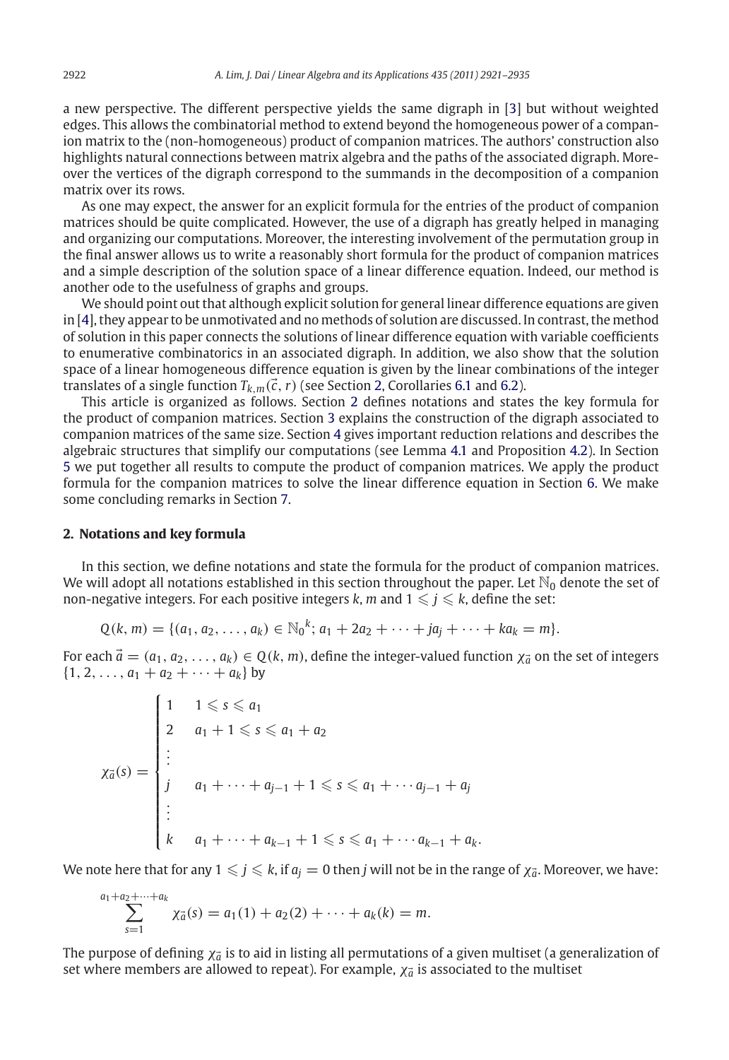a new perspective. The different perspective yields the same digraph in [3] but without weighted edges. This allows the combinatorial method to extend beyond the homogeneous power of a companion matrix to the (non-homogeneous) product of companion matrices. The authors' construction also highlights natural connections between matrix algebra and the paths of the associated digraph. Moreover the vertices of the digraph correspond to the summands in the decomposition of a companion matrix over its rows.

As one may expect, the answer for an explicit formula for the entries of the product of companion matrices should be quite complicated. However, the use of a digraph has greatly helped in managing and organizing our computations. Moreover, the interesting involvement of the permutation group in the final answer allows us to write a reasonably short formula for the product of companion matrices and a simple description of the solution space of a linear difference equation. Indeed, our method is another ode to the usefulness of graphs and groups.

We should point out that although explicit solution for general linear difference equations are given in [4], they appear to be unmotivated and no methods of solution are discussed. In contrast, the method of solution in this paper connects the solutions of linear difference equation with variable coefficients to enumerative combinatorics in an associated digraph. In addition, we also show that the solution space of a linear homogeneous difference equation is given by the linear combinations of the integer translates of a single function $T_{k,m}(\vec{c}, r)$ (see Section 2, Corollaries 6.1 and 6.2).

This article is organized as follows. Section 2 defines notations and states the key formula for the product of companion matrices. Section 3 explains the construction of the digraph associated to companion matrices of the same size. Section 4 gives important reduction relations and describes the algebraic structures that simplify our computations (see Lemma 4.1 and Proposition 4.2). In Section 5 we put together all results to compute the product of companion matrices. We apply the product formula for the companion matrices to solve the linear difference equation in Section 6. We make some concluding remarks in Section 7.

## 2. Notations and key formula

In this section, we define notations and state the formula for the product of companion matrices. We will adopt all notations established in this section throughout the paper. Let $\mathbb{N}_0$ denote the set of non-negative integers. For each positive integers $k$, $m$ and $1 \leqslant j \leqslant k$, define the set:

$$Q(k, m) = \{(a_1, a_2, \ldots, a_k) \in {\mathbb{N}_0}^k;\ a_1 + 2a_2 + \cdots + ja_j + \cdots + ka_k = m\}.$$

For each $\vec{a} = (a_1, a_2, \ldots, a_k) \in Q(k, m)$, define the integer-valued function $\chi_{\vec{a}}$ on the set of integers $\{1, 2, \ldots, a_1 + a_2 + \cdots + a_k\}$ by

$$\chi_{\vec{a}}(s) = \begin{cases} 1 & 1 \leqslant s \leqslant a_1 \\ 2 & a_1 + 1 \leqslant s \leqslant a_1 + a_2 \\ \vdots & \\ j & a_1 + \cdots + a_{j-1} + 1 \leqslant s \leqslant a_1 + \cdots a_{j-1} + a_j \\ \vdots & \\ k & a_1 + \cdots + a_{k-1} + 1 \leqslant s \leqslant a_1 + \cdots a_{k-1} + a_k. \end{cases}$$

We note here that for any $1 \leqslant j \leqslant k$, if $a_j = 0$ then $j$ will not be in the range of $\chi_{\vec{a}}$. Moreover, we have:

$$\sum_{s=1}^{a_1+a_2+\cdots+a_k} \chi_{\vec{a}}(s) = a_1(1) + a_2(2) + \cdots + a_k(k) = m.$$

The purpose of defining $\chi_{\vec{a}}$ is to aid in listing all permutations of a given multiset (a generalization of set where members are allowed to repeat). For example, $\chi_{\vec{a}}$ is associated to the multiset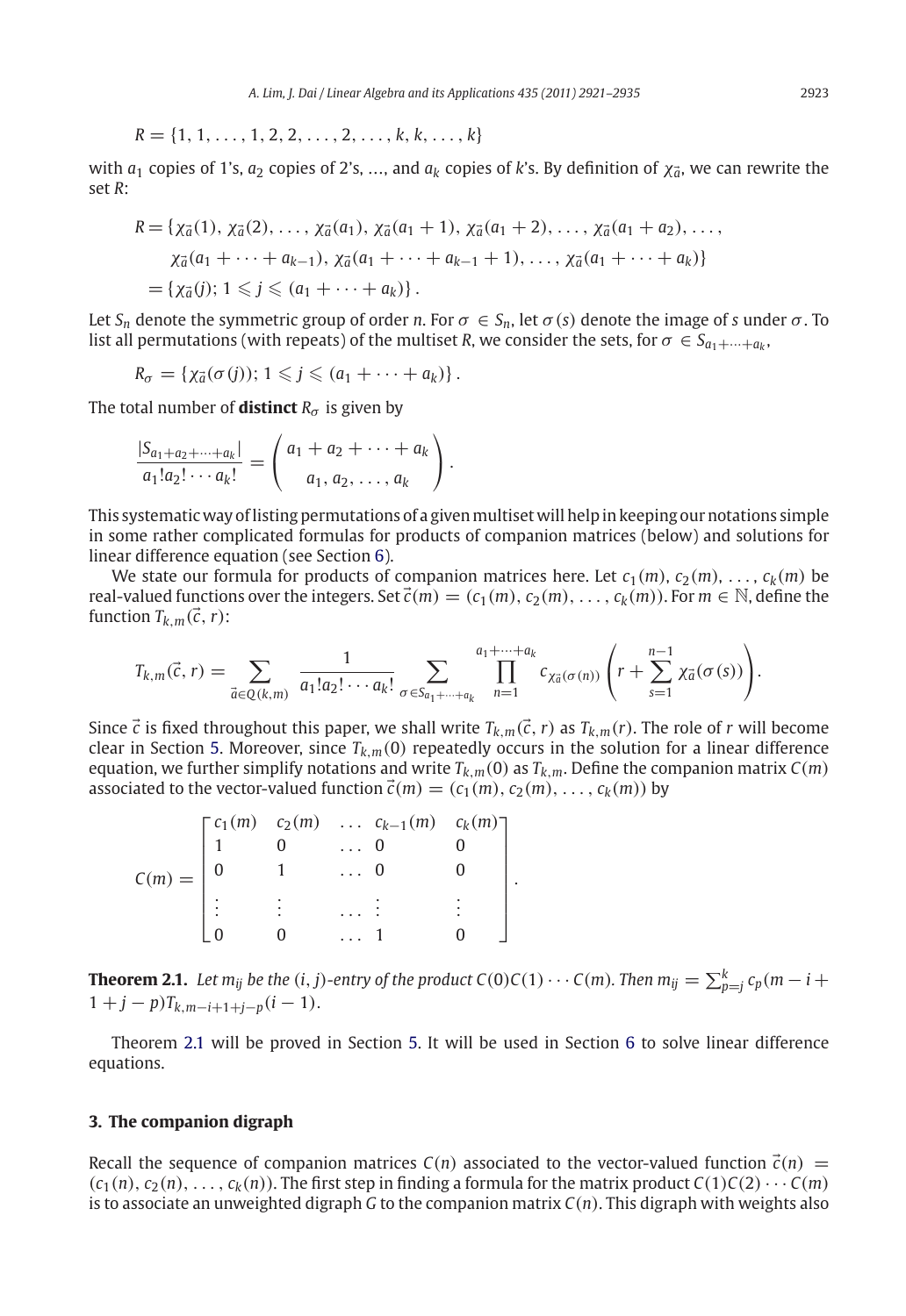$$R = \{1, 1, \ldots, 1, 2, 2, \ldots, 2, \ldots, k, k, \ldots, k\}$$

with $a_1$ copies of 1's, $a_2$ copies of 2's, ..., and $a_k$ copies of $k$'s. By definition of $\chi_{\vec{a}}$, we can rewrite the set $R$:

$$\begin{aligned} R &= \{\chi_{\vec{a}}(1), \chi_{\vec{a}}(2), \ldots, \chi_{\vec{a}}(a_1), \chi_{\vec{a}}(a_1+1), \chi_{\vec{a}}(a_1+2), \ldots, \chi_{\vec{a}}(a_1+a_2), \ldots, \\ &\quad \chi_{\vec{a}}(a_1+\cdots+a_{k-1}), \chi_{\vec{a}}(a_1+\cdots+a_{k-1}+1), \ldots, \chi_{\vec{a}}(a_1+\cdots+a_k)\} \\ &= \{\chi_{\vec{a}}(j); 1 \leqslant j \leqslant (a_1+\cdots+a_k)\}. \end{aligned}$$

Let $S_n$ denote the symmetric group of order $n$. For $\sigma \in S_n$, let $\sigma(s)$ denote the image of $s$ under $\sigma$. To list all permutations (with repeats) of the multiset $R$, we consider the sets, for $\sigma \in S_{a_1+\cdots+a_k}$,

$$R_\sigma = \{\chi_{\vec{a}}(\sigma(j)); 1 \leqslant j \leqslant (a_1+\cdots+a_k)\}.$$

The total number of **distinct** $R_\sigma$ is given by

$$\frac{|S_{a_1+a_2+\cdots+a_k}|}{a_1!a_2!\cdots a_k!} = \binom{a_1+a_2+\cdots+a_k}{a_1, a_2, \ldots, a_k}.$$

This systematic way of listing permutations of a given multiset will help in keeping our notations simple in some rather complicated formulas for products of companion matrices (below) and solutions for linear difference equation (see Section 6).

We state our formula for products of companion matrices here. Let $c_1(m), c_2(m), \ldots, c_k(m)$ be real-valued functions over the integers. Set $\vec{c}(m) = (c_1(m), c_2(m), \ldots, c_k(m))$. For $m \in \mathbb{N}$, define the function $T_{k,m}(\vec{c}, r)$:

$$T_{k,m}(\vec{c}, r) = \sum_{\vec{a} \in Q(k,m)} \frac{1}{a_1!a_2!\cdots a_k!} \sum_{\sigma \in S_{a_1+\cdots+a_k}} \prod_{n=1}^{a_1+\cdots+a_k} c_{\chi_{\vec{a}}(\sigma(n))}\left(r + \sum_{s=1}^{n-1} \chi_{\vec{a}}(\sigma(s))\right).$$

Since $\vec{c}$ is fixed throughout this paper, we shall write $T_{k,m}(\vec{c}, r)$ as $T_{k,m}(r)$. The role of $r$ will become clear in Section 5. Moreover, since $T_{k,m}(0)$ repeatedly occurs in the solution for a linear difference equation, we further simplify notations and write $T_{k,m}(0)$ as $T_{k,m}$. Define the companion matrix $C(m)$ associated to the vector-valued function $\vec{c}(m) = (c_1(m), c_2(m), \ldots, c_k(m))$ by

$$C(m) = \begin{bmatrix} c_1(m) & c_2(m) & \ldots & c_{k-1}(m) & c_k(m) \\ 1 & 0 & \ldots & 0 & 0 \\ 0 & 1 & \ldots & 0 & 0 \\ \vdots & \vdots & \ldots & \vdots & \vdots \\ 0 & 0 & \ldots & 1 & 0 \end{bmatrix}.$$

**Theorem 2.1.** *Let $m_{ij}$ be the $(i, j)$-entry of the product $C(0)C(1)\cdots C(m)$. Then $m_{ij} = \sum_{p=j}^{k} c_p(m-i+1+j-p)T_{k,m-i+1+j-p}(i-1)$.*

Theorem 2.1 will be proved in Section 5. It will be used in Section 6 to solve linear difference equations.

## 3. The companion digraph

Recall the sequence of companion matrices $C(n)$ associated to the vector-valued function $\vec{c}(n) = (c_1(n), c_2(n), \ldots, c_k(n))$. The first step in finding a formula for the matrix product $C(1)C(2)\cdots C(m)$ is to associate an unweighted digraph $G$ to the companion matrix $C(n)$. This digraph with weights also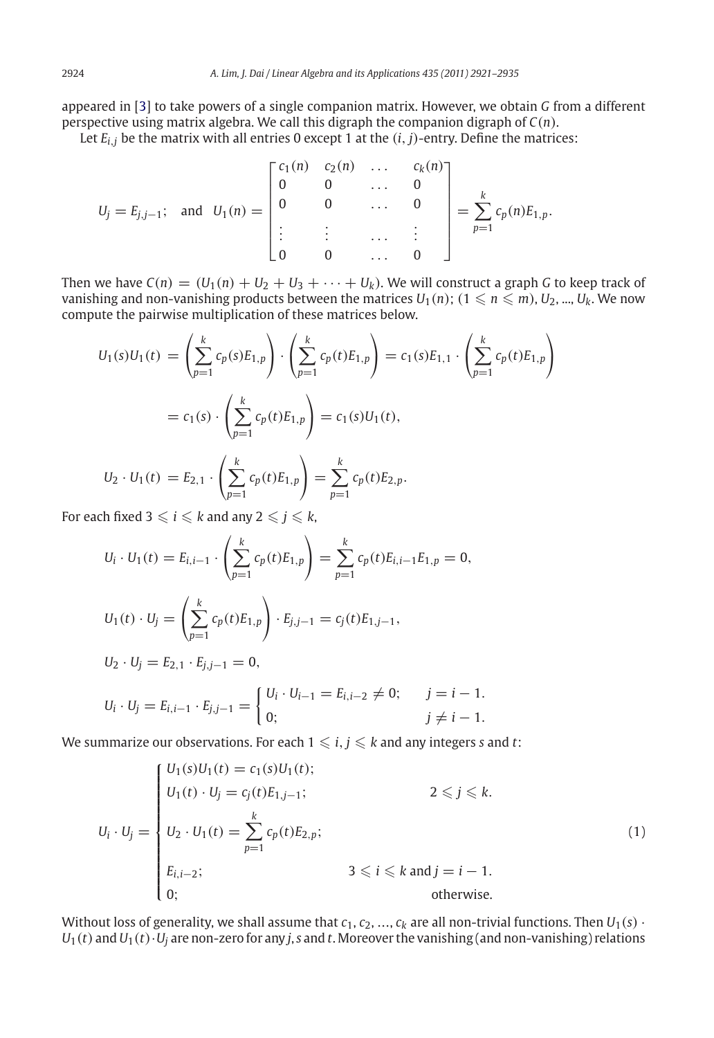appeared in [3] to take powers of a single companion matrix. However, we obtain $G$ from a different perspective using matrix algebra. We call this digraph the companion digraph of $C(n)$.

Let $E_{i,j}$ be the matrix with all entries 0 except 1 at the $(i,j)$-entry. Define the matrices:

$$U_j = E_{j,j-1}; \quad \text{and} \quad U_1(n) = \begin{bmatrix} c_1(n) & c_2(n) & \ldots & c_k(n) \\ 0 & 0 & \ldots & 0 \\ 0 & 0 & \ldots & 0 \\ \vdots & \vdots & \ldots & \vdots \\ 0 & 0 & \ldots & 0 \end{bmatrix} = \sum_{p=1}^{k} c_p(n) E_{1,p}.$$

Then we have $C(n) = (U_1(n) + U_2 + U_3 + \cdots + U_k)$. We will construct a graph $G$ to keep track of vanishing and non-vanishing products between the matrices $U_1(n)$; $(1 \leqslant n \leqslant m)$, $U_2$, ..., $U_k$. We now compute the pairwise multiplication of these matrices below.

$$\begin{aligned} U_1(s)U_1(t) &= \left(\sum_{p=1}^{k} c_p(s)E_{1,p}\right) \cdot \left(\sum_{p=1}^{k} c_p(t)E_{1,p}\right) = c_1(s)E_{1,1} \cdot \left(\sum_{p=1}^{k} c_p(t)E_{1,p}\right) \\ &= c_1(s) \cdot \left(\sum_{p=1}^{k} c_p(t)E_{1,p}\right) = c_1(s)U_1(t), \\ U_2 \cdot U_1(t) &= E_{2,1} \cdot \left(\sum_{p=1}^{k} c_p(t)E_{1,p}\right) = \sum_{p=1}^{k} c_p(t)E_{2,p}. \end{aligned}$$

For each fixed $3 \leqslant i \leqslant k$ and any $2 \leqslant j \leqslant k$,

$$U_i \cdot U_1(t) = E_{i,i-1} \cdot \left(\sum_{p=1}^{k} c_p(t)E_{1,p}\right) = \sum_{p=1}^{k} c_p(t)E_{i,i-1}E_{1,p} = 0,$$

$$U_1(t) \cdot U_j = \left(\sum_{p=1}^{k} c_p(t)E_{1,p}\right) \cdot E_{j,j-1} = c_j(t)E_{1,j-1},$$

$$U_2 \cdot U_j = E_{2,1} \cdot E_{j,j-1} = 0,$$

$$U_i \cdot U_j = E_{i,i-1} \cdot E_{j,j-1} = \begin{cases} U_i \cdot U_{i-1} = E_{i,i-2} \neq 0; & j = i-1. \\ 0; & j \neq i-1. \end{cases}$$

We summarize our observations. For each $1 \leqslant i, j \leqslant k$ and any integers $s$ and $t$:

$$U_i \cdot U_j = \begin{cases} U_1(s)U_1(t) = c_1(s)U_1(t); & \\ U_1(t) \cdot U_j = c_j(t)E_{1,j-1}; & 2 \leqslant j \leqslant k. \\ U_2 \cdot U_1(t) = \sum_{p=1}^{k} c_p(t)E_{2,p}; & \\ E_{i,i-2}; & 3 \leqslant i \leqslant k \text{ and } j = i-1. \\ 0; & \text{otherwise.} \end{cases} \tag{1}$$

Without loss of generality, we shall assume that $c_1, c_2, \ldots, c_k$ are all non-trivial functions. Then $U_1(s) \cdot U_1(t)$ and $U_1(t) \cdot U_j$ are non-zero for any $j$, $s$ and $t$. Moreover the vanishing (and non-vanishing) relations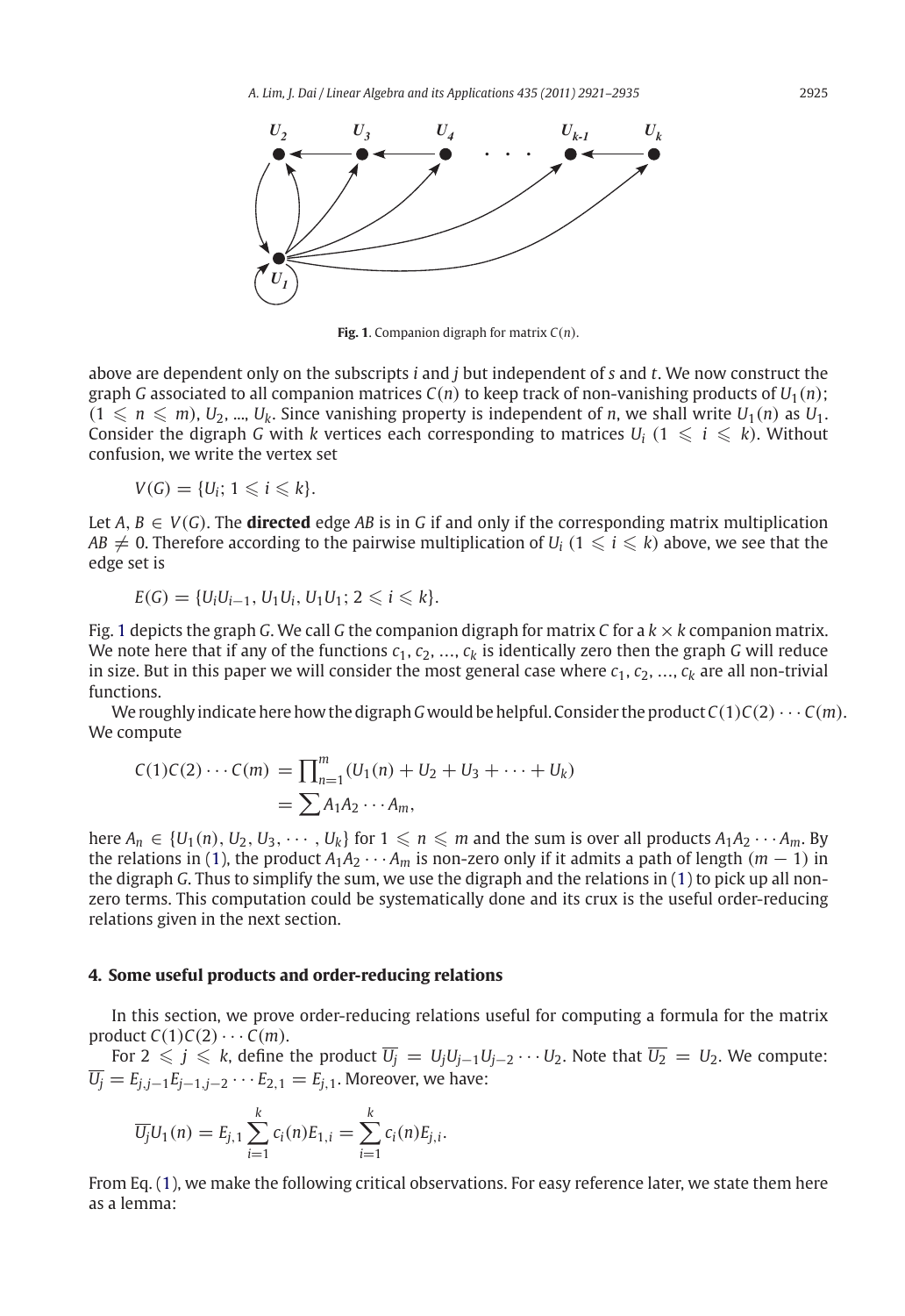**Fig. 1**. Companion digraph for matrix $C(n)$.

above are dependent only on the subscripts $i$ and $j$ but independent of $s$ and $t$. We now construct the graph $G$ associated to all companion matrices $C(n)$ to keep track of non-vanishing products of $U_1(n)$; $(1 \leqslant n \leqslant m)$, $U_2$, ..., $U_k$. Since vanishing property is independent of $n$, we shall write $U_1(n)$ as $U_1$. Consider the digraph $G$ with $k$ vertices each corresponding to matrices $U_i$ $(1 \leqslant i \leqslant k)$. Without confusion, we write the vertex set

$$V(G) = \{U_i;\, 1 \leqslant i \leqslant k\}.$$

Let $A, B \in V(G)$. The **directed** edge $AB$ is in $G$ if and only if the corresponding matrix multiplication $AB \neq 0$. Therefore according to the pairwise multiplication of $U_i$ $(1 \leqslant i \leqslant k)$ above, we see that the edge set is

$$E(G) = \{U_iU_{i-1},\, U_1U_i,\, U_1U_1;\, 2 \leqslant i \leqslant k\}.$$

Fig. 1 depicts the graph $G$. We call $G$ the companion digraph for matrix $C$ for a $k \times k$ companion matrix. We note here that if any of the functions $c_1, c_2, \ldots, c_k$ is identically zero then the graph $G$ will reduce in size. But in this paper we will consider the most general case where $c_1, c_2, \ldots, c_k$ are all non-trivial functions.

We roughly indicate here how the digraph $G$ would be helpful. Consider the product $C(1)C(2)\cdots C(m)$. We compute

$$\begin{aligned} C(1)C(2)\cdots C(m) &= \prod\nolimits_{n=1}^{m}(U_1(n) + U_2 + U_3 + \cdots + U_k) \\ &= \sum A_1A_2\cdots A_m, \end{aligned}$$

here $A_n \in \{U_1(n), U_2, U_3, \cdots, U_k\}$ for $1 \leqslant n \leqslant m$ and the sum is over all products $A_1A_2\cdots A_m$. By the relations in (1), the product $A_1A_2\cdots A_m$ is non-zero only if it admits a path of length $(m-1)$ in the digraph $G$. Thus to simplify the sum, we use the digraph and the relations in (1) to pick up all non-zero terms. This computation could be systematically done and its crux is the useful order-reducing relations given in the next section.

## 4. Some useful products and order-reducing relations

In this section, we prove order-reducing relations useful for computing a formula for the matrix product $C(1)C(2)\cdots C(m)$.

For $2 \leqslant j \leqslant k$, define the product $\overline{U_j} = U_jU_{j-1}U_{j-2}\cdots U_2$. Note that $\overline{U_2} = U_2$. We compute: $\overline{U_j} = E_{j,j-1}E_{j-1,j-2}\cdots E_{2,1} = E_{j,1}$. Moreover, we have:

$$\overline{U_j}U_1(n) = E_{j,1}\sum_{i=1}^{k} c_i(n)E_{1,i} = \sum_{i=1}^{k} c_i(n)E_{j,i}.$$

From Eq. (1), we make the following critical observations. For easy reference later, we state them here as a lemma: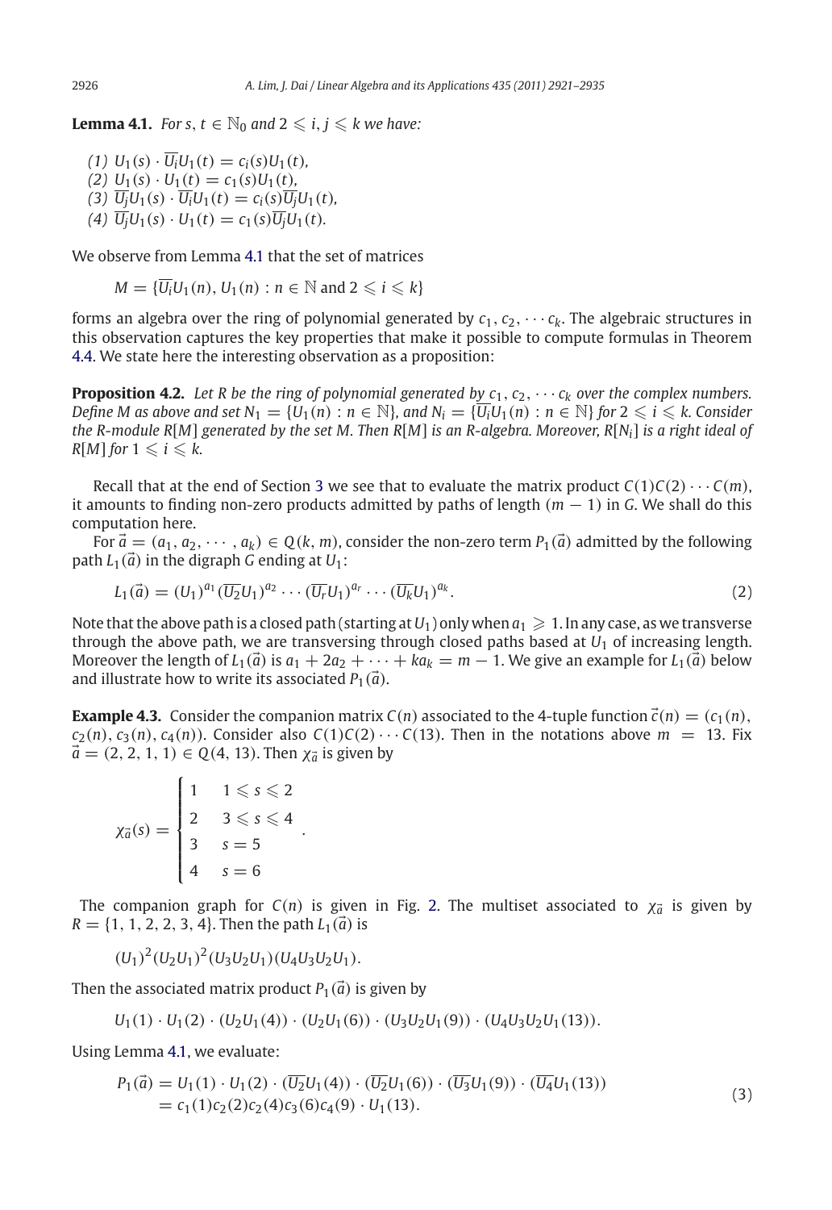**Lemma 4.1.** *For $s, t \in \mathbb{N}_0$ and $2 \leqslant i, j \leqslant k$ we have:*

*(1) $U_1(s) \cdot \overline{U_i}U_1(t) = c_i(s)U_1(t)$,*
*(2) $U_1(s) \cdot U_1(t) = c_1(s)U_1(t)$,*
*(3) $\overline{U_j}U_1(s) \cdot \overline{U_i}U_1(t) = c_i(s)\overline{U_j}U_1(t)$,*
*(4) $\overline{U_j}U_1(s) \cdot U_1(t) = c_1(s)\overline{U_j}U_1(t)$.*

We observe from Lemma 4.1 that the set of matrices

$$M = \{\overline{U_i}U_1(n), U_1(n) : n \in \mathbb{N} \text{ and } 2 \leqslant i \leqslant k\}$$

forms an algebra over the ring of polynomial generated by $c_1, c_2, \cdots c_k$. The algebraic structures in this observation captures the key properties that make it possible to compute formulas in Theorem 4.4. We state here the interesting observation as a proposition:

**Proposition 4.2.** *Let $R$ be the ring of polynomial generated by $c_1, c_2, \cdots c_k$ over the complex numbers. Define $M$ as above and set $N_1 = \{U_1(n) : n \in \mathbb{N}\}$, and $N_i = \{\overline{U_i}U_1(n) : n \in \mathbb{N}\}$ for $2 \leqslant i \leqslant k$. Consider the $R$-module $R[M]$ generated by the set $M$. Then $R[M]$ is an $R$-algebra. Moreover, $R[N_i]$ is a right ideal of $R[M]$ for $1 \leqslant i \leqslant k$.*

Recall that at the end of Section 3 we see that to evaluate the matrix product $C(1)C(2)\cdots C(m)$, it amounts to finding non-zero products admitted by paths of length $(m-1)$ in $G$. We shall do this computation here.

For $\vec{a} = (a_1, a_2, \cdots, a_k) \in Q(k, m)$, consider the non-zero term $P_1(\vec{a})$ admitted by the following path $L_1(\vec{a})$ in the digraph $G$ ending at $U_1$:

$$L_1(\vec{a}) = (U_1)^{a_1}(\overline{U_2}U_1)^{a_2} \cdots (\overline{U_r}U_1)^{a_r} \cdots (\overline{U_k}U_1)^{a_k}. \tag{2}$$

Note that the above path is a closed path (starting at $U_1$) only when $a_1 \geqslant 1$. In any case, as we transverse through the above path, we are transversing through closed paths based at $U_1$ of increasing length. Moreover the length of $L_1(\vec{a})$ is $a_1 + 2a_2 + \cdots + ka_k = m - 1$. We give an example for $L_1(\vec{a})$ below and illustrate how to write its associated $P_1(\vec{a})$.

**Example 4.3.** Consider the companion matrix $C(n)$ associated to the 4-tuple function $\vec{c}(n) = (c_1(n), c_2(n), c_3(n), c_4(n))$. Consider also $C(1)C(2)\cdots C(13)$. Then in the notations above $m = 13$. Fix $\vec{a} = (2, 2, 1, 1) \in Q(4, 13)$. Then $\chi_{\vec{a}}$ is given by

$$\chi_{\vec{a}}(s) = \begin{cases} 1 & 1 \leqslant s \leqslant 2 \\ 2 & 3 \leqslant s \leqslant 4 \\ 3 & s = 5 \\ 4 & s = 6 \end{cases}.$$

The companion graph for $C(n)$ is given in Fig. 2. The multiset associated to $\chi_{\vec{a}}$ is given by $R = \{1, 1, 2, 2, 3, 4\}$. Then the path $L_1(\vec{a})$ is

$$(U_1)^2(U_2U_1)^2(U_3U_2U_1)(U_4U_3U_2U_1).$$

Then the associated matrix product $P_1(\vec{a})$ is given by

$$U_1(1) \cdot U_1(2) \cdot (U_2U_1(4)) \cdot (U_2U_1(6)) \cdot (U_3U_2U_1(9)) \cdot (U_4U_3U_2U_1(13)).$$

Using Lemma 4.1, we evaluate:

$$\begin{aligned} P_1(\vec{a}) &= U_1(1) \cdot U_1(2) \cdot (\overline{U_2}U_1(4)) \cdot (\overline{U_2}U_1(6)) \cdot (\overline{U_3}U_1(9)) \cdot (\overline{U_4}U_1(13)) \\ &= c_1(1)c_2(2)c_2(4)c_3(6)c_4(9) \cdot U_1(13). \end{aligned} \tag{3}$$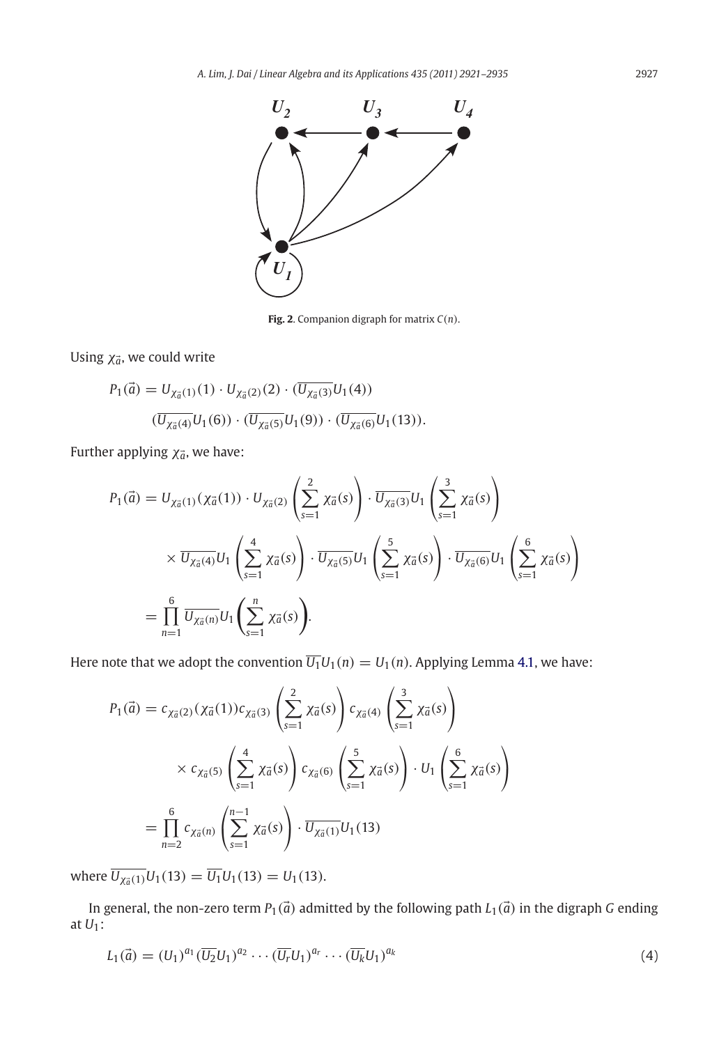**Fig. 2**. Companion digraph for matrix $C(n)$.

Using $\chi_{\vec{a}}$, we could write

$$P_1(\vec{a}) = U_{\chi_{\vec{a}}(1)}(1) \cdot U_{\chi_{\vec{a}}(2)}(2) \cdot (\overline{U_{\chi_{\vec{a}}(3)}}U_1(4))$$
$$(\overline{U_{\chi_{\vec{a}}(4)}}U_1(6)) \cdot (\overline{U_{\chi_{\vec{a}}(5)}}U_1(9)) \cdot (\overline{U_{\chi_{\vec{a}}(6)}}U_1(13)).$$

Further applying $\chi_{\vec{a}}$, we have:

$$\begin{aligned}
P_1(\vec{a}) &= U_{\chi_{\vec{a}}(1)}(\chi_{\vec{a}}(1)) \cdot U_{\chi_{\vec{a}}(2)}\left(\sum_{s=1}^{2}\chi_{\vec{a}}(s)\right) \cdot \overline{U_{\chi_{\vec{a}}(3)}}U_1\left(\sum_{s=1}^{3}\chi_{\vec{a}}(s)\right) \\
&\quad \times \overline{U_{\chi_{\vec{a}}(4)}}U_1\left(\sum_{s=1}^{4}\chi_{\vec{a}}(s)\right) \cdot \overline{U_{\chi_{\vec{a}}(5)}}U_1\left(\sum_{s=1}^{5}\chi_{\vec{a}}(s)\right) \cdot \overline{U_{\chi_{\vec{a}}(6)}}U_1\left(\sum_{s=1}^{6}\chi_{\vec{a}}(s)\right) \\
&= \prod_{n=1}^{6} \overline{U_{\chi_{\vec{a}}(n)}}U_1\left(\sum_{s=1}^{n}\chi_{\vec{a}}(s)\right).
\end{aligned}$$

Here note that we adopt the convention $\overline{U_1}U_1(n) = U_1(n)$. Applying Lemma 4.1, we have:

$$\begin{aligned}
P_1(\vec{a}) &= c_{\chi_{\vec{a}}(2)}(\chi_{\vec{a}}(1))c_{\chi_{\vec{a}}(3)}\left(\sum_{s=1}^{2}\chi_{\vec{a}}(s)\right)c_{\chi_{\vec{a}}(4)}\left(\sum_{s=1}^{3}\chi_{\vec{a}}(s)\right) \\
&\quad \times c_{\chi_{\vec{a}}(5)}\left(\sum_{s=1}^{4}\chi_{\vec{a}}(s)\right)c_{\chi_{\vec{a}}(6)}\left(\sum_{s=1}^{5}\chi_{\vec{a}}(s)\right) \cdot U_1\left(\sum_{s=1}^{6}\chi_{\vec{a}}(s)\right) \\
&= \prod_{n=2}^{6} c_{\chi_{\vec{a}}(n)}\left(\sum_{s=1}^{n-1}\chi_{\vec{a}}(s)\right) \cdot \overline{U_{\chi_{\vec{a}}(1)}}U_1(13)
\end{aligned}$$

where $\overline{U_{\chi_{\vec{a}}(1)}}U_1(13) = \overline{U_1}U_1(13) = U_1(13)$.

In general, the non-zero term $P_1(\vec{a})$ admitted by the following path $L_1(\vec{a})$ in the digraph $G$ ending at $U_1$:

$$L_1(\vec{a}) = (U_1)^{a_1}(\overline{U_2}U_1)^{a_2}\cdots(\overline{U_r}U_1)^{a_r}\cdots(\overline{U_k}U_1)^{a_k} \tag{4}$$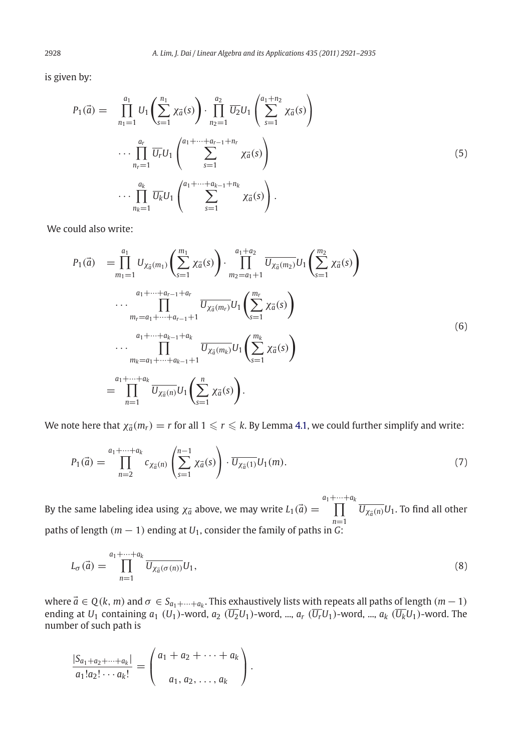is given by:

$$
\begin{aligned}
P_1(\vec{a}) = \ & \prod_{n_1=1}^{a_1} U_1\left(\sum_{s=1}^{n_1} \chi_{\vec{a}}(s)\right) \cdot \prod_{n_2=1}^{a_2} \overline{U_2}U_1\left(\sum_{s=1}^{a_1+n_2} \chi_{\vec{a}}(s)\right) \\
& \cdots \prod_{n_r=1}^{a_r} \overline{U_r}U_1\left(\sum_{s=1}^{a_1+\cdots+a_{r-1}+n_r} \chi_{\vec{a}}(s)\right) \\
& \cdots \prod_{n_k=1}^{a_k} \overline{U_k}U_1\left(\sum_{s=1}^{a_1+\cdots+a_{k-1}+n_k} \chi_{\vec{a}}(s)\right).
\end{aligned}
\tag{5}
$$

We could also write:

$$
\begin{aligned}
P_1(\vec{a}) & = \prod_{m_1=1}^{a_1} U_{\chi_{\vec{a}}(m_1)}\left(\sum_{s=1}^{m_1} \chi_{\vec{a}}(s)\right) \cdot \prod_{m_2=a_1+1}^{a_1+a_2} \overline{U_{\chi_{\vec{a}}(m_2)}}U_1\left(\sum_{s=1}^{m_2} \chi_{\vec{a}}(s)\right) \\
& \quad \cdots \prod_{m_r=a_1+\cdots+a_{r-1}+1}^{a_1+\cdots+a_{r-1}+a_r} \overline{U_{\chi_{\vec{a}}(m_r)}}U_1\left(\sum_{s=1}^{m_r} \chi_{\vec{a}}(s)\right) \\
& \quad \cdots \prod_{m_k=a_1+\cdots+a_{k-1}+1}^{a_1+\cdots+a_{k-1}+a_k} \overline{U_{\chi_{\vec{a}}(m_k)}}U_1\left(\sum_{s=1}^{m_k} \chi_{\vec{a}}(s)\right) \\
& = \prod_{n=1}^{a_1+\cdots+a_k} \overline{U_{\chi_{\vec{a}}(n)}}U_1\left(\sum_{s=1}^{n} \chi_{\vec{a}}(s)\right).
\end{aligned}
\tag{6}
$$

We note here that $\chi_{\vec{a}}(m_r) = r$ for all $1 \leqslant r \leqslant k$. By Lemma 4.1, we could further simplify and write:

$$
P_1(\vec{a}) = \prod_{n=2}^{a_1+\cdots+a_k} c_{\chi_{\vec{a}}(n)}\left(\sum_{s=1}^{n-1} \chi_{\vec{a}}(s)\right) \cdot \overline{U_{\chi_{\vec{a}}(1)}}U_1(m).
\tag{7}
$$

By the same labeling idea using $\chi_{\vec{a}}$ above, we may write $L_1(\vec{a}) = \prod_{n=1}^{a_1+\cdots+a_k} \overline{U_{\chi_{\vec{a}}(n)}}U_1$. To find all other paths of length $(m-1)$ ending at $U_1$, consider the family of paths in $G$:

$$
L_\sigma(\vec{a}) = \prod_{n=1}^{a_1+\cdots+a_k} \overline{U_{\chi_{\vec{a}}(\sigma(n))}}U_1,
\tag{8}
$$

where $\vec{a} \in Q(k, m)$ and $\sigma \in S_{a_1+\cdots+a_k}$. This exhaustively lists with repeats all paths of length $(m-1)$ ending at $U_1$ containing $a_1$ ($U_1$)-word, $a_2$ ($\overline{U_2}U_1$)-word, ..., $a_r$ ($\overline{U_r}U_1$)-word, ..., $a_k$ ($\overline{U_k}U_1$)-word. The number of such path is

$$
\frac{|S_{a_1+a_2+\cdots+a_k}|}{a_1!a_2!\cdots a_k!} = \binom{a_1+a_2+\cdots+a_k}{a_1, a_2, \ldots, a_k}.
$$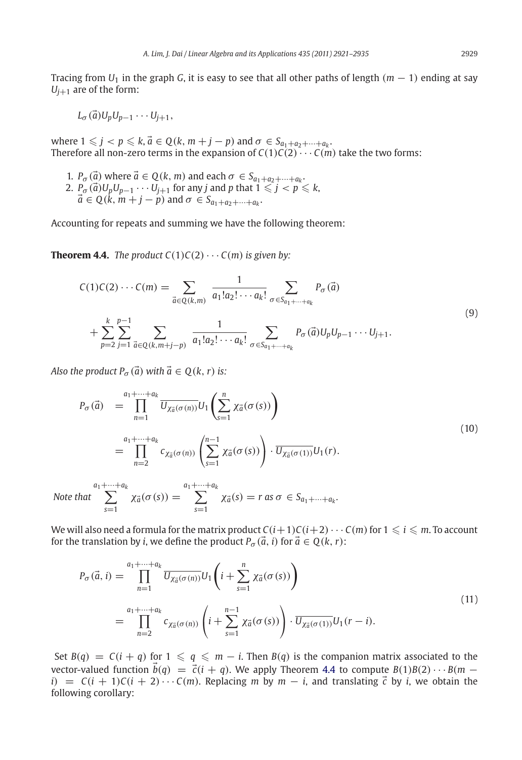Tracing from $U_1$ in the graph $G$, it is easy to see that all other paths of length $(m-1)$ ending at say $U_{j+1}$ are of the form:

$$L_\sigma(\vec{a})U_pU_{p-1}\cdots U_{j+1},$$

where $1 \leqslant j < p \leqslant k$, $\vec{a} \in Q(k, m+j-p)$ and $\sigma \in S_{a_1+a_2+\cdots+a_k}$.
Therefore all non-zero terms in the expansion of $C(1)C(2)\cdots C(m)$ take the two forms:

1. $P_\sigma(\vec{a})$ where $\vec{a} \in Q(k, m)$ and each $\sigma \in S_{a_1+a_2+\cdots+a_k}$.
2. $P_\sigma(\vec{a})U_pU_{p-1}\cdots U_{j+1}$ for any $j$ and $p$ that $1 \leqslant j < p \leqslant k$, $\vec{a} \in Q(k, m+j-p)$ and $\sigma \in S_{a_1+a_2+\cdots+a_k}$.

Accounting for repeats and summing we have the following theorem:

**Theorem 4.4.** *The product $C(1)C(2)\cdots C(m)$ is given by:*

$$\begin{aligned} C(1)C(2)\cdots C(m) &= \sum_{\vec{a}\in Q(k,m)} \frac{1}{a_1!a_2!\cdots a_k!} \sum_{\sigma\in S_{a_1+\cdots+a_k}} P_\sigma(\vec{a}) \\ &+ \sum_{p=2}^{k}\sum_{j=1}^{p-1}\sum_{\vec{a}\in Q(k,m+j-p)} \frac{1}{a_1!a_2!\cdots a_k!} \sum_{\sigma\in S_{a_1+\cdots+a_k}} P_\sigma(\vec{a})U_pU_{p-1}\cdots U_{j+1}. \end{aligned} \tag{9}$$

*Also the product $P_\sigma(\vec{a})$ with $\vec{a} \in Q(k, r)$ is:*

$$\begin{aligned} P_\sigma(\vec{a}) &= \prod_{n=1}^{a_1+\cdots+a_k} \overline{U_{\chi_{\vec{a}}(\sigma(n))}}U_1\left(\sum_{s=1}^{n}\chi_{\vec{a}}(\sigma(s))\right) \\ &= \prod_{n=2}^{a_1+\cdots+a_k} c_{\chi_{\vec{a}}(\sigma(n))}\left(\sum_{s=1}^{n-1}\chi_{\vec{a}}(\sigma(s))\right)\cdot \overline{U_{\chi_{\vec{a}}(\sigma(1))}}U_1(r). \end{aligned} \tag{10}$$

*Note that* $\displaystyle\sum_{s=1}^{a_1+\cdots+a_k}\chi_{\vec{a}}(\sigma(s)) = \sum_{s=1}^{a_1+\cdots+a_k}\chi_{\vec{a}}(s) = r$ *as* $\sigma \in S_{a_1+\cdots+a_k}$.

We will also need a formula for the matrix product $C(i+1)C(i+2)\cdots C(m)$ for $1 \leqslant i \leqslant m$. To account for the translation by $i$, we define the product $P_\sigma(\vec{a}, i)$ for $\vec{a} \in Q(k, r)$:

$$\begin{aligned} P_\sigma(\vec{a}, i) &= \prod_{n=1}^{a_1+\cdots+a_k} \overline{U_{\chi_{\vec{a}}(\sigma(n))}}U_1\left(i+\sum_{s=1}^{n}\chi_{\vec{a}}(\sigma(s))\right) \\ &= \prod_{n=2}^{a_1+\cdots+a_k} c_{\chi_{\vec{a}}(\sigma(n))}\left(i+\sum_{s=1}^{n-1}\chi_{\vec{a}}(\sigma(s))\right)\cdot \overline{U_{\chi_{\vec{a}}(\sigma(1))}}U_1(r-i). \end{aligned} \tag{11}$$

Set $B(q) = C(i+q)$ for $1 \leqslant q \leqslant m-i$. Then $B(q)$ is the companion matrix associated to the vector-valued function $\vec{b}(q) = \vec{c}(i+q)$. We apply Theorem 4.4 to compute $B(1)B(2)\cdots B(m-i) = C(i+1)C(i+2)\cdots C(m)$. Replacing $m$ by $m-i$, and translating $\vec{c}$ by $i$, we obtain the following corollary: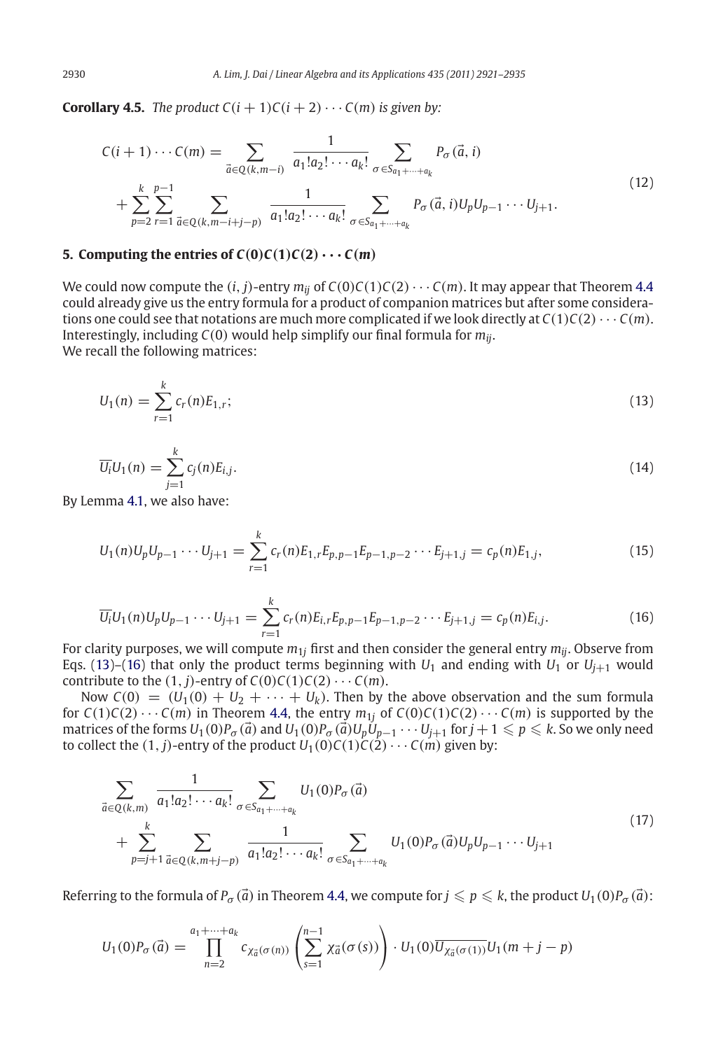**Corollary 4.5.** *The product $C(i+1)C(i+2)\cdots C(m)$ is given by:*

$$
\begin{aligned}
C(i+1)\cdots C(m) = &\sum_{\vec{a}\in Q(k,m-i)} \frac{1}{a_1!a_2!\cdots a_k!} \sum_{\sigma\in S_{a_1+\cdots+a_k}} P_\sigma(\vec{a},i) \\
&+ \sum_{p=2}^{k}\sum_{r=1}^{p-1}\sum_{\vec{a}\in Q(k,m-i+j-p)} \frac{1}{a_1!a_2!\cdots a_k!} \sum_{\sigma\in S_{a_1+\cdots+a_k}} P_\sigma(\vec{a},i)U_pU_{p-1}\cdots U_{j+1}.
\end{aligned}
\tag{12}
$$

## 5. Computing the entries of $C(0)C(1)C(2)\cdots C(m)$

We could now compute the $(i,j)$-entry $m_{ij}$ of $C(0)C(1)C(2)\cdots C(m)$. It may appear that Theorem 4.4 could already give us the entry formula for a product of companion matrices but after some considerations one could see that notations are much more complicated if we look directly at $C(1)C(2)\cdots C(m)$. Interestingly, including $C(0)$ would help simplify our final formula for $m_{ij}$.
We recall the following matrices:

$$
U_1(n) = \sum_{r=1}^{k} c_r(n)E_{1,r}; \tag{13}
$$

$$
\overline{U_i}U_1(n) = \sum_{j=1}^{k} c_j(n)E_{i,j}. \tag{14}
$$

By Lemma 4.1, we also have:

$$
U_1(n)U_pU_{p-1}\cdots U_{j+1} = \sum_{r=1}^{k} c_r(n)E_{1,r}E_{p,p-1}E_{p-1,p-2}\cdots E_{j+1,j} = c_p(n)E_{1,j}, \tag{15}
$$

$$
\overline{U_i}U_1(n)U_pU_{p-1}\cdots U_{j+1} = \sum_{r=1}^{k} c_r(n)E_{i,r}E_{p,p-1}E_{p-1,p-2}\cdots E_{j+1,j} = c_p(n)E_{i,j}. \tag{16}
$$

For clarity purposes, we will compute $m_{1j}$ first and then consider the general entry $m_{ij}$. Observe from Eqs. (13)–(16) that only the product terms beginning with $U_1$ and ending with $U_1$ or $U_{j+1}$ would contribute to the $(1,j)$-entry of $C(0)C(1)C(2)\cdots C(m)$.

Now $C(0) = (U_1(0) + U_2 + \cdots + U_k)$. Then by the above observation and the sum formula for $C(1)C(2)\cdots C(m)$ in Theorem 4.4, the entry $m_{1j}$ of $C(0)C(1)C(2)\cdots C(m)$ is supported by the matrices of the forms $U_1(0)P_\sigma(\vec{a})$ and $U_1(0)P_\sigma(\vec{a})U_pU_{p-1}\cdots U_{j+1}$ for $j+1 \leqslant p \leqslant k$. So we only need to collect the $(1,j)$-entry of the product $U_1(0)C(1)C(2)\cdots C(m)$ given by:

$$
\begin{aligned}
&\sum_{\vec{a}\in Q(k,m)} \frac{1}{a_1!a_2!\cdots a_k!} \sum_{\sigma\in S_{a_1+\cdots+a_k}} U_1(0)P_\sigma(\vec{a}) \\
&+ \sum_{p=j+1}^{k}\sum_{\vec{a}\in Q(k,m+j-p)} \frac{1}{a_1!a_2!\cdots a_k!} \sum_{\sigma\in S_{a_1+\cdots+a_k}} U_1(0)P_\sigma(\vec{a})U_pU_{p-1}\cdots U_{j+1}
\end{aligned}
\tag{17}
$$

Referring to the formula of $P_\sigma(\vec{a})$ in Theorem 4.4, we compute for $j \leqslant p \leqslant k$, the product $U_1(0)P_\sigma(\vec{a})$:

$$
U_1(0)P_\sigma(\vec{a}) = \prod_{n=2}^{a_1+\cdots+a_k} c_{\chi_{\vec{a}}(\sigma(n))}\left(\sum_{s=1}^{n-1}\chi_{\vec{a}}(\sigma(s))\right)\cdot U_1(0)\overline{U_{\chi_{\vec{a}}(\sigma(1))}}U_1(m+j-p)
$$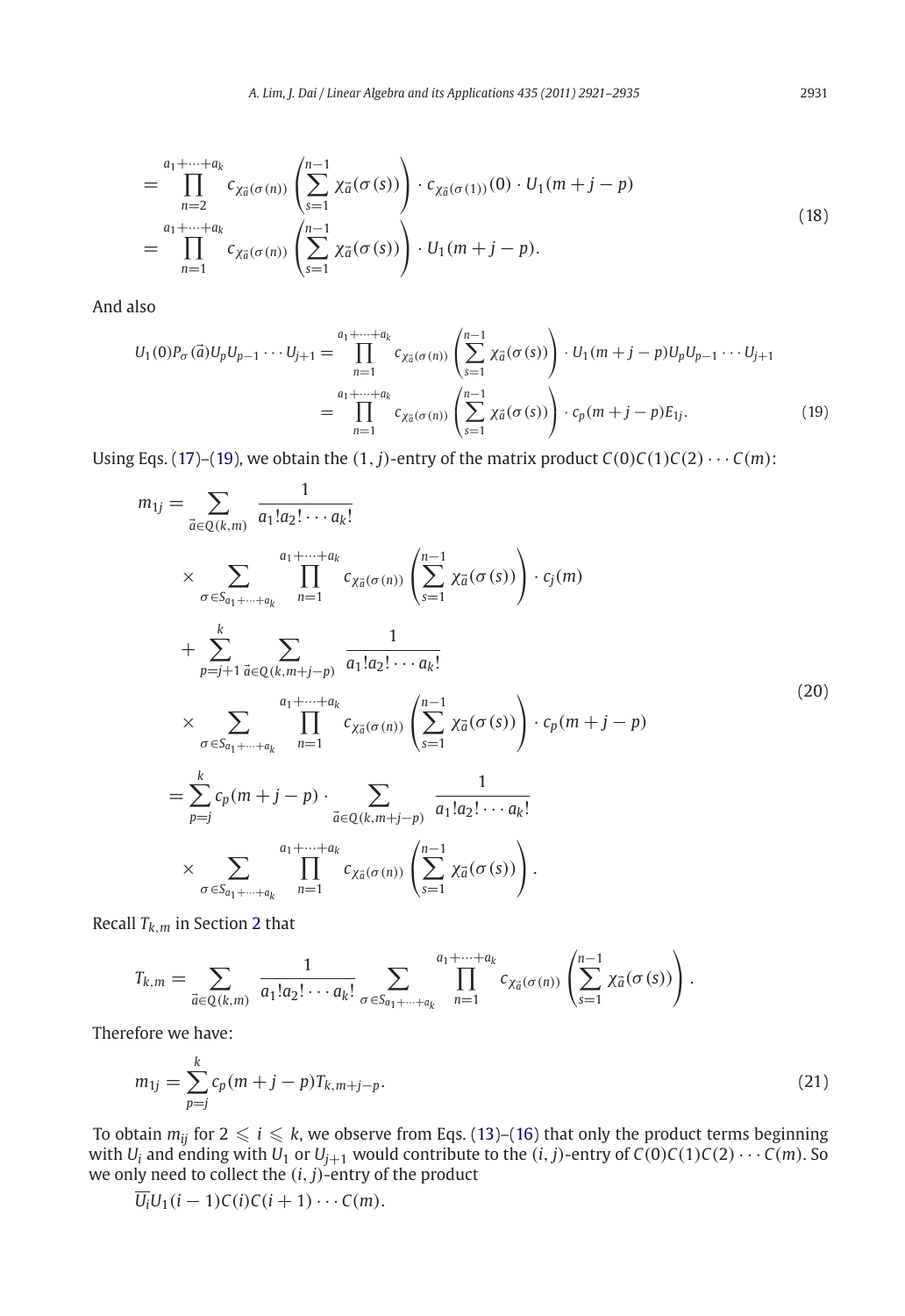$$
\begin{aligned}
&= \prod_{n=2}^{a_1+\cdots+a_k} c_{\chi_{\vec{a}}(\sigma(n))}\left(\sum_{s=1}^{n-1} \chi_{\vec{a}}(\sigma(s))\right) \cdot c_{\chi_{\vec{a}}(\sigma(1))}(0) \cdot U_1(m+j-p) \\
&= \prod_{n=1}^{a_1+\cdots+a_k} c_{\chi_{\vec{a}}(\sigma(n))}\left(\sum_{s=1}^{n-1} \chi_{\vec{a}}(\sigma(s))\right) \cdot U_1(m+j-p).
\end{aligned} \tag{18}
$$

And also

$$
\begin{aligned}
U_1(0)P_\sigma(\vec{a})U_pU_{p-1}\cdots U_{j+1} &= \prod_{n=1}^{a_1+\cdots+a_k} c_{\chi_{\vec{a}}(\sigma(n))}\left(\sum_{s=1}^{n-1} \chi_{\vec{a}}(\sigma(s))\right) \cdot U_1(m+j-p)U_pU_{p-1}\cdots U_{j+1} \\
&= \prod_{n=1}^{a_1+\cdots+a_k} c_{\chi_{\vec{a}}(\sigma(n))}\left(\sum_{s=1}^{n-1} \chi_{\vec{a}}(\sigma(s))\right) \cdot c_p(m+j-p)E_{1j}.
\end{aligned} \tag{19}
$$

Using Eqs. (17)–(19), we obtain the $(1, j)$-entry of the matrix product $C(0)C(1)C(2)\cdots C(m)$:

$$
\begin{aligned}
m_{1j} &= \sum_{\vec{a}\in Q(k,m)} \frac{1}{a_1!a_2!\cdots a_k!} \\
&\quad \times \sum_{\sigma\in S_{a_1+\cdots+a_k}} \prod_{n=1}^{a_1+\cdots+a_k} c_{\chi_{\vec{a}}(\sigma(n))}\left(\sum_{s=1}^{n-1} \chi_{\vec{a}}(\sigma(s))\right) \cdot c_j(m) \\
&\quad + \sum_{p=j+1}^{k} \sum_{\vec{a}\in Q(k,m+j-p)} \frac{1}{a_1!a_2!\cdots a_k!} \\
&\quad \times \sum_{\sigma\in S_{a_1+\cdots+a_k}} \prod_{n=1}^{a_1+\cdots+a_k} c_{\chi_{\vec{a}}(\sigma(n))}\left(\sum_{s=1}^{n-1} \chi_{\vec{a}}(\sigma(s))\right) \cdot c_p(m+j-p) \\
&= \sum_{p=j}^{k} c_p(m+j-p) \cdot \sum_{\vec{a}\in Q(k,m+j-p)} \frac{1}{a_1!a_2!\cdots a_k!} \\
&\quad \times \sum_{\sigma\in S_{a_1+\cdots+a_k}} \prod_{n=1}^{a_1+\cdots+a_k} c_{\chi_{\vec{a}}(\sigma(n))}\left(\sum_{s=1}^{n-1} \chi_{\vec{a}}(\sigma(s))\right).
\end{aligned} \tag{20}
$$

Recall $T_{k,m}$ in Section 2 that

$$
T_{k,m} = \sum_{\vec{a}\in Q(k,m)} \frac{1}{a_1!a_2!\cdots a_k!} \sum_{\sigma\in S_{a_1+\cdots+a_k}} \prod_{n=1}^{a_1+\cdots+a_k} c_{\chi_{\vec{a}}(\sigma(n))}\left(\sum_{s=1}^{n-1} \chi_{\vec{a}}(\sigma(s))\right).
$$

Therefore we have:

$$
m_{1j} = \sum_{p=j}^{k} c_p(m+j-p)T_{k,m+j-p}. \tag{21}
$$

To obtain $m_{ij}$ for $2 \leqslant i \leqslant k$, we observe from Eqs. (13)–(16) that only the product terms beginning with $U_i$ and ending with $U_1$ or $U_{j+1}$ would contribute to the $(i, j)$-entry of $C(0)C(1)C(2)\cdots C(m)$. So we only need to collect the $(i, j)$-entry of the product

$\overline{U_i}U_1(i-1)C(i)C(i+1)\cdots C(m)$.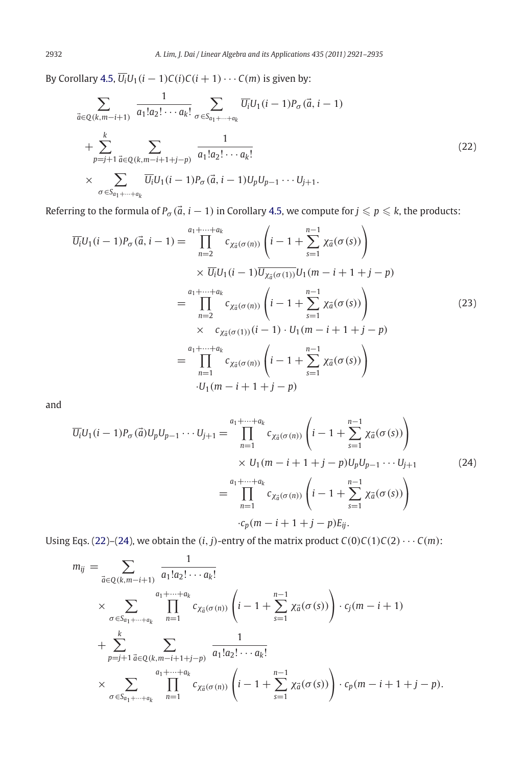By Corollary 4.5, $\overline{U_i}U_1(i-1)C(i)C(i+1)\cdots C(m)$ is given by:

$$\sum_{\vec{a}\in Q(k,m-i+1)} \frac{1}{a_1!a_2!\cdots a_k!} \sum_{\sigma\in S_{a_1+\cdots+a_k}} \overline{U_i}U_1(i-1)P_\sigma(\vec{a},i-1)$$
$$+\sum_{p=j+1}^{k}\sum_{\vec{a}\in Q(k,m-i+1+j-p)} \frac{1}{a_1!a_2!\cdots a_k!} \tag{22}$$
$$\times \sum_{\sigma\in S_{a_1+\cdots+a_k}} \overline{U_i}U_1(i-1)P_\sigma(\vec{a},i-1)U_pU_{p-1}\cdots U_{j+1}.$$

Referring to the formula of $P_\sigma(\vec{a},i-1)$ in Corollary 4.5, we compute for $j\leqslant p\leqslant k$, the products:

$$\begin{aligned}
\overline{U_i}U_1(i-1)P_\sigma(\vec{a},i-1) &= \prod_{n=2}^{a_1+\cdots+a_k} c_{\chi_{\vec{a}}(\sigma(n))}\left(i-1+\sum_{s=1}^{n-1}\chi_{\vec{a}}(\sigma(s))\right)\\
&\quad\times \overline{U_i}U_1(i-1)\overline{U_{\chi_{\vec{a}}(\sigma(1))}}U_1(m-i+1+j-p)\\
&= \prod_{n=2}^{a_1+\cdots+a_k} c_{\chi_{\vec{a}}(\sigma(n))}\left(i-1+\sum_{s=1}^{n-1}\chi_{\vec{a}}(\sigma(s))\right)\\
&\quad\times\quad c_{\chi_{\vec{a}}(\sigma(1))}(i-1)\cdot U_1(m-i+1+j-p)\\
&= \prod_{n=1}^{a_1+\cdots+a_k} c_{\chi_{\vec{a}}(\sigma(n))}\left(i-1+\sum_{s=1}^{n-1}\chi_{\vec{a}}(\sigma(s))\right)\\
&\quad\cdot U_1(m-i+1+j-p)
\end{aligned} \tag{23}$$

and

$$\begin{aligned}
\overline{U_i}U_1(i-1)P_\sigma(\vec{a})U_pU_{p-1}\cdots U_{j+1} &= \prod_{n=1}^{a_1+\cdots+a_k} c_{\chi_{\vec{a}}(\sigma(n))}\left(i-1+\sum_{s=1}^{n-1}\chi_{\vec{a}}(\sigma(s))\right)\\
&\quad\times U_1(m-i+1+j-p)U_pU_{p-1}\cdots U_{j+1}\\
&= \prod_{n=1}^{a_1+\cdots+a_k} c_{\chi_{\vec{a}}(\sigma(n))}\left(i-1+\sum_{s=1}^{n-1}\chi_{\vec{a}}(\sigma(s))\right)\\
&\quad\cdot c_p(m-i+1+j-p)E_{ij}.
\end{aligned} \tag{24}$$

Using Eqs. (22)–(24), we obtain the $(i,j)$-entry of the matrix product $C(0)C(1)C(2)\cdots C(m)$:

$$\begin{aligned}
m_{ij} &= \sum_{\vec{a}\in Q(k,m-i+1)} \frac{1}{a_1!a_2!\cdots a_k!}\\
&\quad\times \sum_{\sigma\in S_{a_1+\cdots+a_k}} \prod_{n=1}^{a_1+\cdots+a_k} c_{\chi_{\vec{a}}(\sigma(n))}\left(i-1+\sum_{s=1}^{n-1}\chi_{\vec{a}}(\sigma(s))\right)\cdot c_j(m-i+1)\\
&\quad+\sum_{p=j+1}^{k}\sum_{\vec{a}\in Q(k,m-i+1+j-p)} \frac{1}{a_1!a_2!\cdots a_k!}\\
&\quad\times \sum_{\sigma\in S_{a_1+\cdots+a_k}} \prod_{n=1}^{a_1+\cdots+a_k} c_{\chi_{\vec{a}}(\sigma(n))}\left(i-1+\sum_{s=1}^{n-1}\chi_{\vec{a}}(\sigma(s))\right)\cdot c_p(m-i+1+j-p).
\end{aligned}$$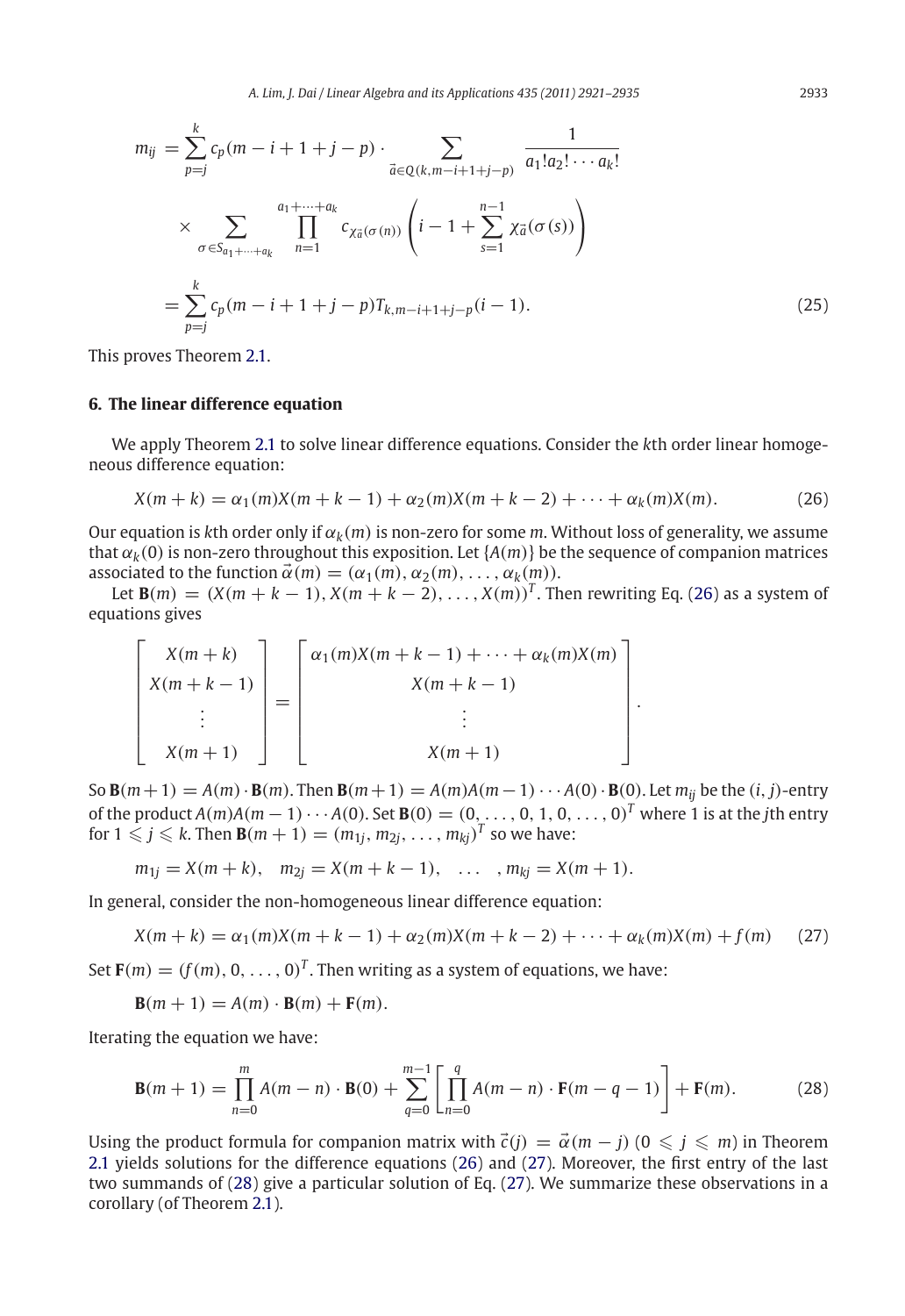$$
\begin{aligned}
m_{ij} &= \sum_{p=j}^{k} c_p(m-i+1+j-p) \cdot \sum_{\vec{a} \in Q(k,m-i+1+j-p)} \frac{1}{a_1!a_2!\cdots a_k!} \\
&\quad \times \sum_{\sigma \in S_{a_1+\cdots+a_k}} \prod_{n=1}^{a_1+\cdots+a_k} c_{\chi_{\vec{a}}(\sigma(n))}\left(i-1+\sum_{s=1}^{n-1}\chi_{\vec{a}}(\sigma(s))\right) \\
&= \sum_{p=j}^{k} c_p(m-i+1+j-p) T_{k,m-i+1+j-p}(i-1).
\end{aligned} \tag{25}
$$

This proves Theorem 2.1.

## 6. The linear difference equation

We apply Theorem 2.1 to solve linear difference equations. Consider the $k$th order linear homogeneous difference equation:

$$
X(m+k) = \alpha_1(m)X(m+k-1) + \alpha_2(m)X(m+k-2) + \cdots + \alpha_k(m)X(m). \tag{26}
$$

Our equation is $k$th order only if $\alpha_k(m)$ is non-zero for some $m$. Without loss of generality, we assume that $\alpha_k(0)$ is non-zero throughout this exposition. Let $\{A(m)\}$ be the sequence of companion matrices associated to the function $\vec{\alpha}(m) = (\alpha_1(m), \alpha_2(m), \ldots, \alpha_k(m))$.

Let $\mathbf{B}(m) = (X(m+k-1), X(m+k-2), \ldots, X(m))^T$. Then rewriting Eq. (26) as a system of equations gives

$$
\begin{bmatrix} X(m+k) \\ X(m+k-1) \\ \vdots \\ X(m+1) \end{bmatrix} = \begin{bmatrix} \alpha_1(m)X(m+k-1) + \cdots + \alpha_k(m)X(m) \\ X(m+k-1) \\ \vdots \\ X(m+1) \end{bmatrix}.
$$

So $\mathbf{B}(m+1) = A(m) \cdot \mathbf{B}(m)$. Then $\mathbf{B}(m+1) = A(m)A(m-1)\cdots A(0) \cdot \mathbf{B}(0)$. Let $m_{ij}$ be the $(i,j)$-entry of the product $A(m)A(m-1)\cdots A(0)$. Set $\mathbf{B}(0) = (0, \ldots, 0, 1, 0, \ldots, 0)^T$ where 1 is at the $j$th entry for $1 \leqslant j \leqslant k$. Then $\mathbf{B}(m+1) = (m_{1j}, m_{2j}, \ldots, m_{kj})^T$ so we have:

$$
m_{1j} = X(m+k), \quad m_{2j} = X(m+k-1), \quad \ldots \quad, m_{kj} = X(m+1).
$$

In general, consider the non-homogeneous linear difference equation:

$$
X(m+k) = \alpha_1(m)X(m+k-1) + \alpha_2(m)X(m+k-2) + \cdots + \alpha_k(m)X(m) + f(m) \tag{27}
$$

Set $\mathbf{F}(m) = (f(m), 0, \ldots, 0)^T$. Then writing as a system of equations, we have:

$$
\mathbf{B}(m+1) = A(m) \cdot \mathbf{B}(m) + \mathbf{F}(m).
$$

Iterating the equation we have:

$$
\mathbf{B}(m+1) = \prod_{n=0}^{m} A(m-n) \cdot \mathbf{B}(0) + \sum_{q=0}^{m-1}\left[\prod_{n=0}^{q} A(m-n) \cdot \mathbf{F}(m-q-1)\right] + \mathbf{F}(m). \tag{28}
$$

Using the product formula for companion matrix with $\vec{c}(j) = \vec{\alpha}(m-j)$ $(0 \leqslant j \leqslant m)$ in Theorem 2.1 yields solutions for the difference equations (26) and (27). Moreover, the first entry of the last two summands of (28) give a particular solution of Eq. (27). We summarize these observations in a corollary (of Theorem 2.1).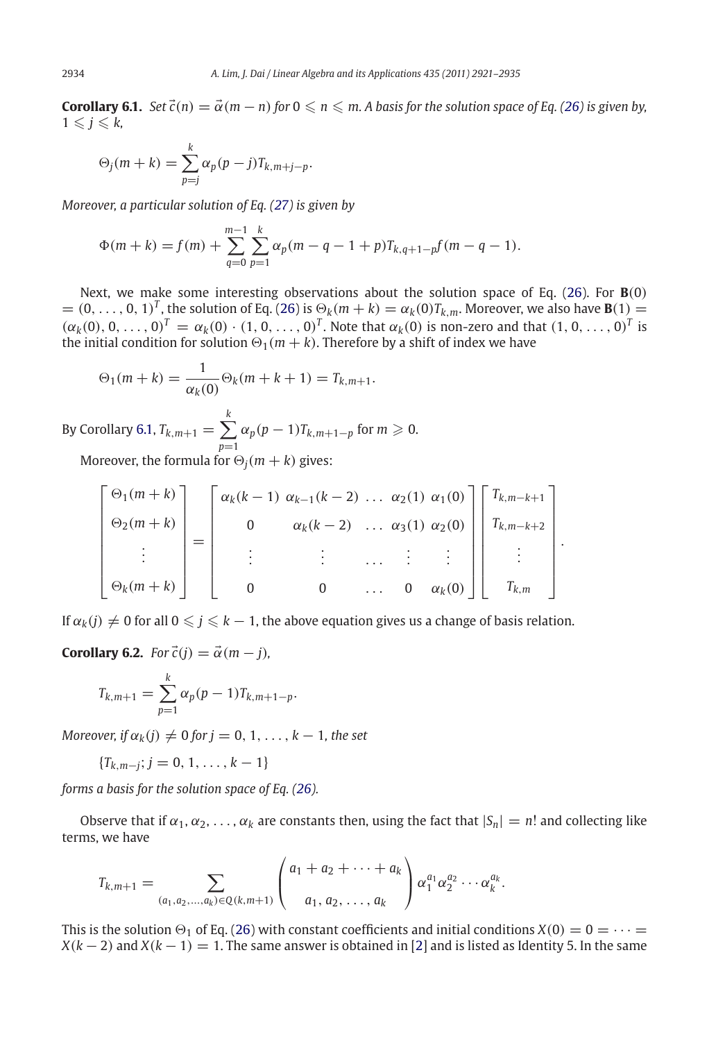**Corollary 6.1.** *Set $\vec{c}(n) = \vec{\alpha}(m-n)$ for $0 \leqslant n \leqslant m$. A basis for the solution space of Eq. (26) is given by, $1 \leqslant j \leqslant k$,*

$$\Theta_j(m+k) = \sum_{p=j}^{k} \alpha_p(p-j)T_{k,m+j-p}.$$

*Moreover, a particular solution of Eq. (27) is given by*

$$\Phi(m+k) = f(m) + \sum_{q=0}^{m-1}\sum_{p=1}^{k} \alpha_p(m-q-1+p)T_{k,q+1-p}f(m-q-1).$$

Next, we make some interesting observations about the solution space of Eq. (26). For $\mathbf{B}(0) = (0,\ldots,0,1)^T$, the solution of Eq. (26) is $\Theta_k(m+k) = \alpha_k(0)T_{k,m}$. Moreover, we also have $\mathbf{B}(1) = (\alpha_k(0),0,\ldots,0)^T = \alpha_k(0)\cdot(1,0,\ldots,0)^T$. Note that $\alpha_k(0)$ is non-zero and that $(1,0,\ldots,0)^T$ is the initial condition for solution $\Theta_1(m+k)$. Therefore by a shift of index we have

$$\Theta_1(m+k) = \frac{1}{\alpha_k(0)}\Theta_k(m+k+1) = T_{k,m+1}.$$

By Corollary 6.1, $T_{k,m+1} = \sum_{p=1}^{k} \alpha_p(p-1)T_{k,m+1-p}$ for $m \geqslant 0$.

Moreover, the formula for $\Theta_j(m+k)$ gives:

$$\begin{bmatrix} \Theta_1(m+k) \\ \Theta_2(m+k) \\ \vdots \\ \Theta_k(m+k) \end{bmatrix} = \begin{bmatrix} \alpha_k(k-1) & \alpha_{k-1}(k-2) & \ldots & \alpha_2(1) & \alpha_1(0) \\ 0 & \alpha_k(k-2) & \ldots & \alpha_3(1) & \alpha_2(0) \\ \vdots & \vdots & \ldots & \vdots & \vdots \\ 0 & 0 & \ldots & 0 & \alpha_k(0) \end{bmatrix} \begin{bmatrix} T_{k,m-k+1} \\ T_{k,m-k+2} \\ \vdots \\ T_{k,m} \end{bmatrix}.$$

If $\alpha_k(j) \neq 0$ for all $0 \leqslant j \leqslant k-1$, the above equation gives us a change of basis relation.

**Corollary 6.2.** *For $\vec{c}(j) = \vec{\alpha}(m-j)$,*

$$T_{k,m+1} = \sum_{p=1}^{k} \alpha_p(p-1)T_{k,m+1-p}.$$

*Moreover, if $\alpha_k(j) \neq 0$ for $j = 0,1,\ldots,k-1$, the set*

$$\{T_{k,m-j};\, j = 0,1,\ldots,k-1\}$$

*forms a basis for the solution space of Eq. (26).*

Observe that if $\alpha_1,\alpha_2,\ldots,\alpha_k$ are constants then, using the fact that $|S_n| = n!$ and collecting like terms, we have

$$T_{k,m+1} = \sum_{(a_1,a_2,\ldots,a_k)\in Q(k,m+1)} \binom{a_1+a_2+\cdots+a_k}{a_1,a_2,\ldots,a_k} \alpha_1^{a_1}\alpha_2^{a_2}\cdots\alpha_k^{a_k}.$$

This is the solution $\Theta_1$ of Eq. (26) with constant coefficients and initial conditions $X(0) = 0 = \cdots = X(k-2)$ and $X(k-1) = 1$. The same answer is obtained in [2] and is listed as Identity 5. In the same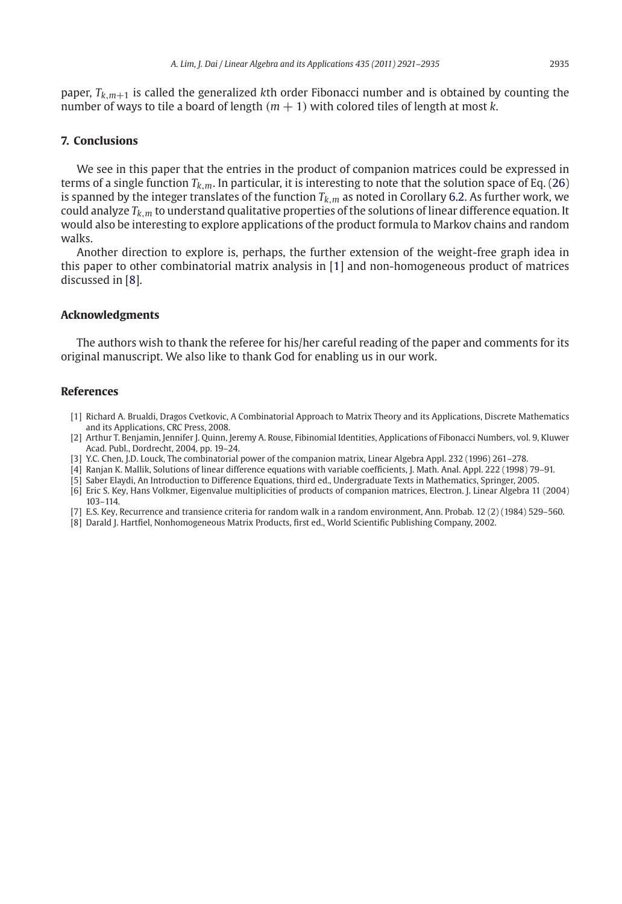paper, $T_{k,m+1}$ is called the generalized $k$th order Fibonacci number and is obtained by counting the number of ways to tile a board of length $(m + 1)$ with colored tiles of length at most $k$.

## 7. Conclusions

We see in this paper that the entries in the product of companion matrices could be expressed in terms of a single function $T_{k,m}$. In particular, it is interesting to note that the solution space of Eq. (26) is spanned by the integer translates of the function $T_{k,m}$ as noted in Corollary 6.2. As further work, we could analyze $T_{k,m}$ to understand qualitative properties of the solutions of linear difference equation. It would also be interesting to explore applications of the product formula to Markov chains and random walks.

Another direction to explore is, perhaps, the further extension of the weight-free graph idea in this paper to other combinatorial matrix analysis in [1] and non-homogeneous product of matrices discussed in [8].

## Acknowledgments

The authors wish to thank the referee for his/her careful reading of the paper and comments for its original manuscript. We also like to thank God for enabling us in our work.

## References

[1] Richard A. Brualdi, Dragos Cvetkovic, A Combinatorial Approach to Matrix Theory and its Applications, Discrete Mathematics and its Applications, CRC Press, 2008.

[2] Arthur T. Benjamin, Jennifer J. Quinn, Jeremy A. Rouse, Fibinomial Identities, Applications of Fibonacci Numbers, vol. 9, Kluwer Acad. Publ., Dordrecht, 2004, pp. 19–24.

[3] Y.C. Chen, J.D. Louck, The combinatorial power of the companion matrix, Linear Algebra Appl. 232 (1996) 261–278.

[4] Ranjan K. Mallik, Solutions of linear difference equations with variable coefficients, J. Math. Anal. Appl. 222 (1998) 79–91.

[5] Saber Elaydi, An Introduction to Difference Equations, third ed., Undergraduate Texts in Mathematics, Springer, 2005.

[6] Eric S. Key, Hans Volkmer, Eigenvalue multiplicities of products of companion matrices, Electron. J. Linear Algebra 11 (2004) 103–114.

[7] E.S. Key, Recurrence and transience criteria for random walk in a random environment, Ann. Probab. 12 (2) (1984) 529–560.

[8] Darald J. Hartfiel, Nonhomogeneous Matrix Products, first ed., World Scientific Publishing Company, 2002.